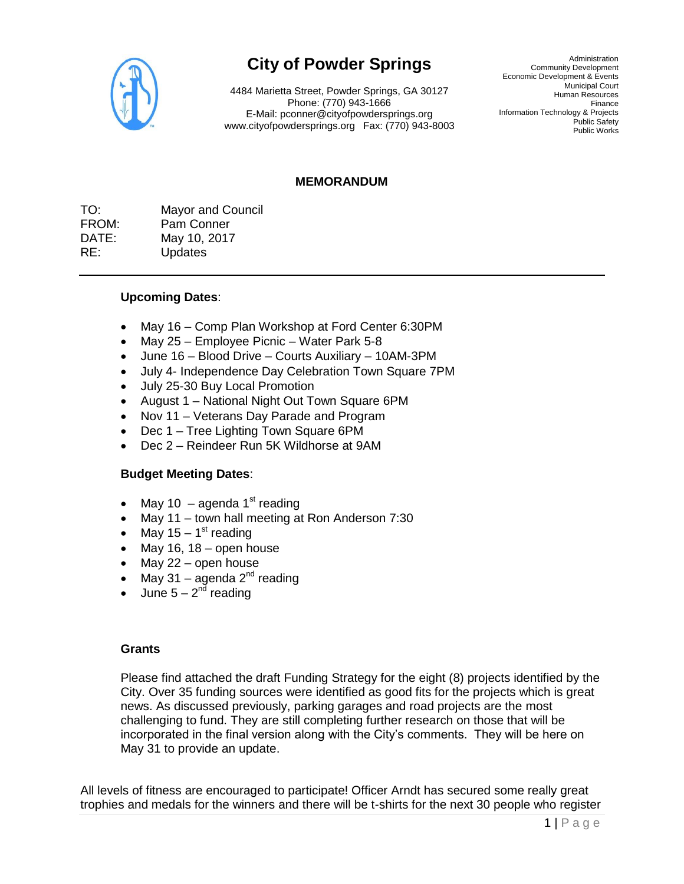# City of Powder Springs

4484 Marietta Street, Powder Springs, GA 30127
Phone: (770) 943-1666
E-Mail: pconner@cityofpowdersprings.org
www.cityofpowdersprings.org Fax: (770) 943-8003

Administration
Community Development
Economic Development & Events
Municipal Court
Human Resources
Finance
Information Technology & Projects
Public Safety
Public Works

## MEMORANDUM

TO: Mayor and Council
FROM: Pam Conner
DATE: May 10, 2017
RE: Updates

---

**Upcoming Dates**:

- May 16 – Comp Plan Workshop at Ford Center 6:30PM
- May 25 – Employee Picnic – Water Park 5-8
- June 16 – Blood Drive – Courts Auxiliary – 10AM-3PM
- July 4- Independence Day Celebration Town Square 7PM
- July 25-30 Buy Local Promotion
- August 1 – National Night Out Town Square 6PM
- Nov 11 – Veterans Day Parade and Program
- Dec 1 – Tree Lighting Town Square 6PM
- Dec 2 – Reindeer Run 5K Wildhorse at 9AM

**Budget Meeting Dates**:

- May 10 – agenda 1st reading
- May 11 – town hall meeting at Ron Anderson 7:30
- May 15 – 1st reading
- May 16, 18 – open house
- May 22 – open house
- May 31 – agenda 2nd reading
- June 5 – 2nd reading

**Grants**

Please find attached the draft Funding Strategy for the eight (8) projects identified by the City. Over 35 funding sources were identified as good fits for the projects which is great news. As discussed previously, parking garages and road projects are the most challenging to fund. They are still completing further research on those that will be incorporated in the final version along with the City's comments. They will be here on May 31 to provide an update.

All levels of fitness are encouraged to participate! Officer Arndt has secured some really great trophies and medals for the winners and there will be t-shirts for the next 30 people who register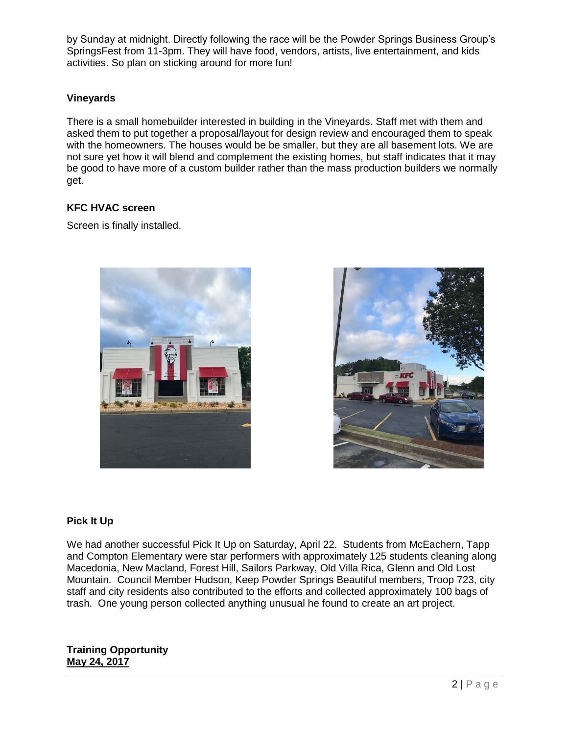by Sunday at midnight. Directly following the race will be the Powder Springs Business Group's SpringsFest from 11-3pm. They will have food, vendors, artists, live entertainment, and kids activities. So plan on sticking around for more fun!

**Vineyards**

There is a small homebuilder interested in building in the Vineyards. Staff met with them and asked them to put together a proposal/layout for design review and encouraged them to speak with the homeowners. The houses would be be smaller, but they are all basement lots. We are not sure yet how it will blend and complement the existing homes, but staff indicates that it may be good to have more of a custom builder rather than the mass production builders we normally get.

**KFC HVAC screen**

Screen is finally installed.

**Pick It Up**

We had another successful Pick It Up on Saturday, April 22. Students from McEachern, Tapp and Compton Elementary were star performers with approximately 125 students cleaning along Macedonia, New Macland, Forest Hill, Sailors Parkway, Old Villa Rica, Glenn and Old Lost Mountain. Council Member Hudson, Keep Powder Springs Beautiful members, Troop 723, city staff and city residents also contributed to the efforts and collected approximately 100 bags of trash. One young person collected anything unusual he found to create an art project.

**Training Opportunity**
**May 24, 2017**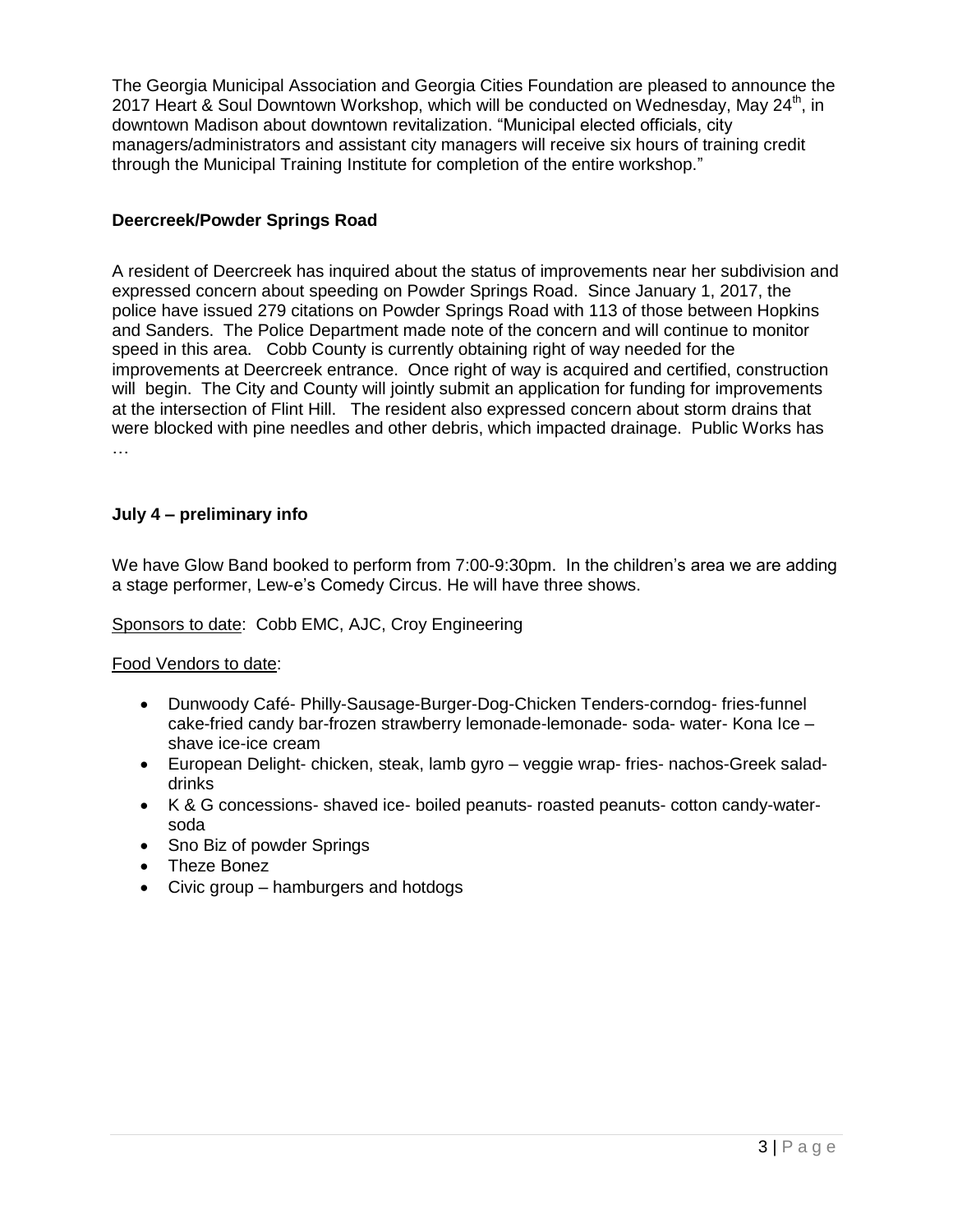The Georgia Municipal Association and Georgia Cities Foundation are pleased to announce the 2017 Heart & Soul Downtown Workshop, which will be conducted on Wednesday, May 24th, in downtown Madison about downtown revitalization. "Municipal elected officials, city managers/administrators and assistant city managers will receive six hours of training credit through the Municipal Training Institute for completion of the entire workshop."

**Deercreek/Powder Springs Road**

A resident of Deercreek has inquired about the status of improvements near her subdivision and expressed concern about speeding on Powder Springs Road. Since January 1, 2017, the police have issued 279 citations on Powder Springs Road with 113 of those between Hopkins and Sanders. The Police Department made note of the concern and will continue to monitor speed in this area. Cobb County is currently obtaining right of way needed for the improvements at Deercreek entrance. Once right of way is acquired and certified, construction will begin. The City and County will jointly submit an application for funding for improvements at the intersection of Flint Hill. The resident also expressed concern about storm drains that were blocked with pine needles and other debris, which impacted drainage. Public Works has …

**July 4 – preliminary info**

We have Glow Band booked to perform from 7:00-9:30pm. In the children's area we are adding a stage performer, Lew-e's Comedy Circus. He will have three shows.

<u>Sponsors to date</u>: Cobb EMC, AJC, Croy Engineering

<u>Food Vendors to date</u>:

- Dunwoody Café- Philly-Sausage-Burger-Dog-Chicken Tenders-corndog- fries-funnel cake-fried candy bar-frozen strawberry lemonade-lemonade- soda- water- Kona Ice – shave ice-ice cream
- European Delight- chicken, steak, lamb gyro – veggie wrap- fries- nachos-Greek salad-drinks
- K & G concessions- shaved ice- boiled peanuts- roasted peanuts- cotton candy-water-soda
- Sno Biz of powder Springs
- Theze Bonez
- Civic group – hamburgers and hotdogs